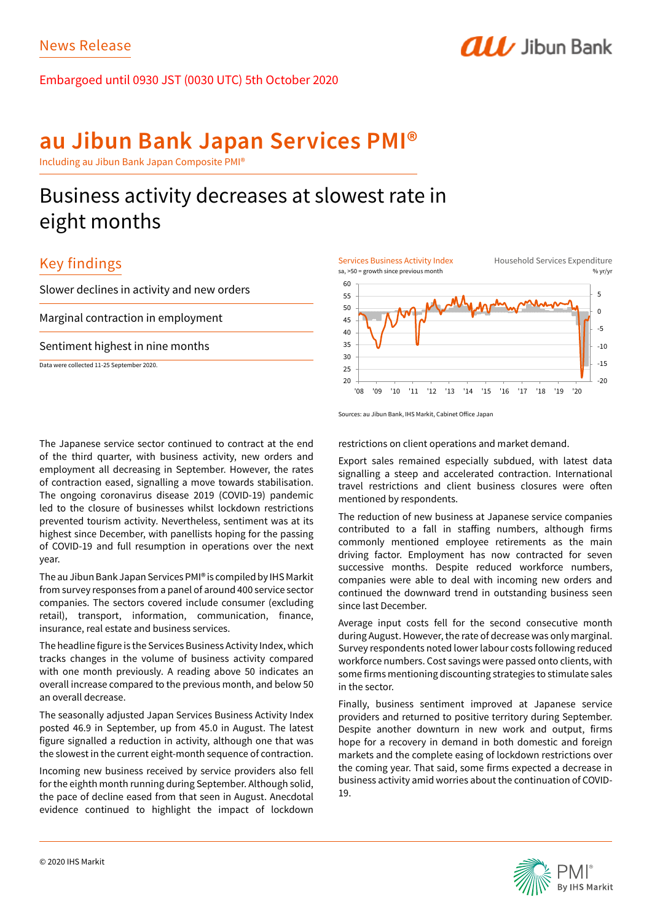News Release

Embargoed until 0930 JST (0030 UTC) 5th October 2020

# au Jibun Bank Japan Services PMI®

Including au Jibun Bank Japan Composite PMI®

## Business activity decreases at slowest rate in eight months

### Key findings

Slower declines in activity and new orders

Marginal contraction in employment

Sentiment highest in nine months

Data were collected 11-25 September 2020.

Services Business Activity Index
sa, >50 = growth since previous month

Household Services Expenditure
% yr/yr

Sources: au Jibun Bank, IHS Markit, Cabinet Office Japan

The Japanese service sector continued to contract at the end of the third quarter, with business activity, new orders and employment all decreasing in September. However, the rates of contraction eased, signalling a move towards stabilisation. The ongoing coronavirus disease 2019 (COVID-19) pandemic led to the closure of businesses whilst lockdown restrictions prevented tourism activity. Nevertheless, sentiment was at its highest since December, with panellists hoping for the passing of COVID-19 and full resumption in operations over the next year.

The au Jibun Bank Japan Services PMI® is compiled by IHS Markit from survey responses from a panel of around 400 service sector companies. The sectors covered include consumer (excluding retail), transport, information, communication, finance, insurance, real estate and business services.

The headline figure is the Services Business Activity Index, which tracks changes in the volume of business activity compared with one month previously. A reading above 50 indicates an overall increase compared to the previous month, and below 50 an overall decrease.

The seasonally adjusted Japan Services Business Activity Index posted 46.9 in September, up from 45.0 in August. The latest figure signalled a reduction in activity, although one that was the slowest in the current eight-month sequence of contraction.

Incoming new business received by service providers also fell for the eighth month running during September. Although solid, the pace of decline eased from that seen in August. Anecdotal evidence continued to highlight the impact of lockdown restrictions on client operations and market demand.

Export sales remained especially subdued, with latest data signalling a steep and accelerated contraction. International travel restrictions and client business closures were often mentioned by respondents.

The reduction of new business at Japanese service companies contributed to a fall in staffing numbers, although firms commonly mentioned employee retirements as the main driving factor. Employment has now contracted for seven successive months. Despite reduced workforce numbers, companies were able to deal with incoming new orders and continued the downward trend in outstanding business seen since last December.

Average input costs fell for the second consecutive month during August. However, the rate of decrease was only marginal. Survey respondents noted lower labour costs following reduced workforce numbers. Cost savings were passed onto clients, with some firms mentioning discounting strategies to stimulate sales in the sector.

Finally, business sentiment improved at Japanese service providers and returned to positive territory during September. Despite another downturn in new work and output, firms hope for a recovery in demand in both domestic and foreign markets and the complete easing of lockdown restrictions over the coming year. That said, some firms expected a decrease in business activity amid worries about the continuation of COVID-19.

© 2020 IHS Markit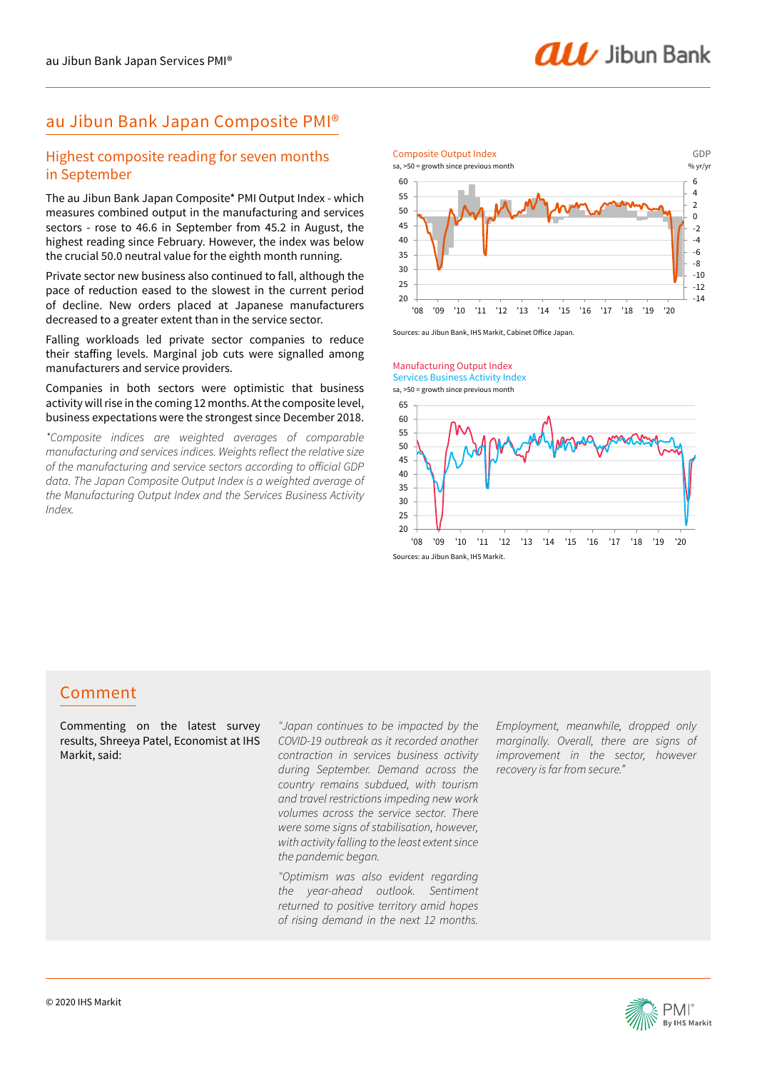# au Jibun Bank Japan Composite PMI®

## Highest composite reading for seven months in September

The au Jibun Bank Japan Composite* PMI Output Index - which measures combined output in the manufacturing and services sectors - rose to 46.6 in September from 45.2 in August, the highest reading since February. However, the index was below the crucial 50.0 neutral value for the eighth month running.

Private sector new business also continued to fall, although the pace of reduction eased to the slowest in the current period of decline. New orders placed at Japanese manufacturers decreased to a greater extent than in the service sector.

Falling workloads led private sector companies to reduce their staffing levels. Marginal job cuts were signalled among manufacturers and service providers.

Companies in both sectors were optimistic that business activity will rise in the composite level, 12 months. At the composite level, business expectations were the strongest since December 2018.

*\*Composite indices are weighted averages of comparable manufacturing and services indices. Weights reflect the relative size of the manufacturing and service sectors according to official GDP data. The Japan Composite Output Index is a weighted average of the Manufacturing Output Index and the Services Business Activity Index.*

Composite Output Index
sa, >50 = growth since previous month

GDP
% yr/yr

Sources: au Jibun Bank, IHS Markit, Cabinet Office Japan.

Manufacturing Output Index
Services Business Activity Index
sa, >50 = growth since previous month

Sources: au Jibun Bank, IHS Markit.

## Comment

Commenting on the latest survey results, Shreeya Patel, Economist at IHS Markit, said:

*"Japan continues to be impacted by the COVID-19 outbreak as it recorded another contraction in services business activity during September. Demand across the country remains subdued, with tourism and travel restrictions impeding new work volumes across the service sector. There were some signs of stabilisation, however, with activity falling to the least extent since the pandemic began.*

*"Optimism was also evident regarding the year-ahead outlook. Sentiment returned to positive territory amid hopes of rising demand in the next 12 months.*

*Employment, meanwhile, dropped only marginally. Overall, there are signs of improvement in the sector, however recovery is far from secure."*

© 2020 IHS Markit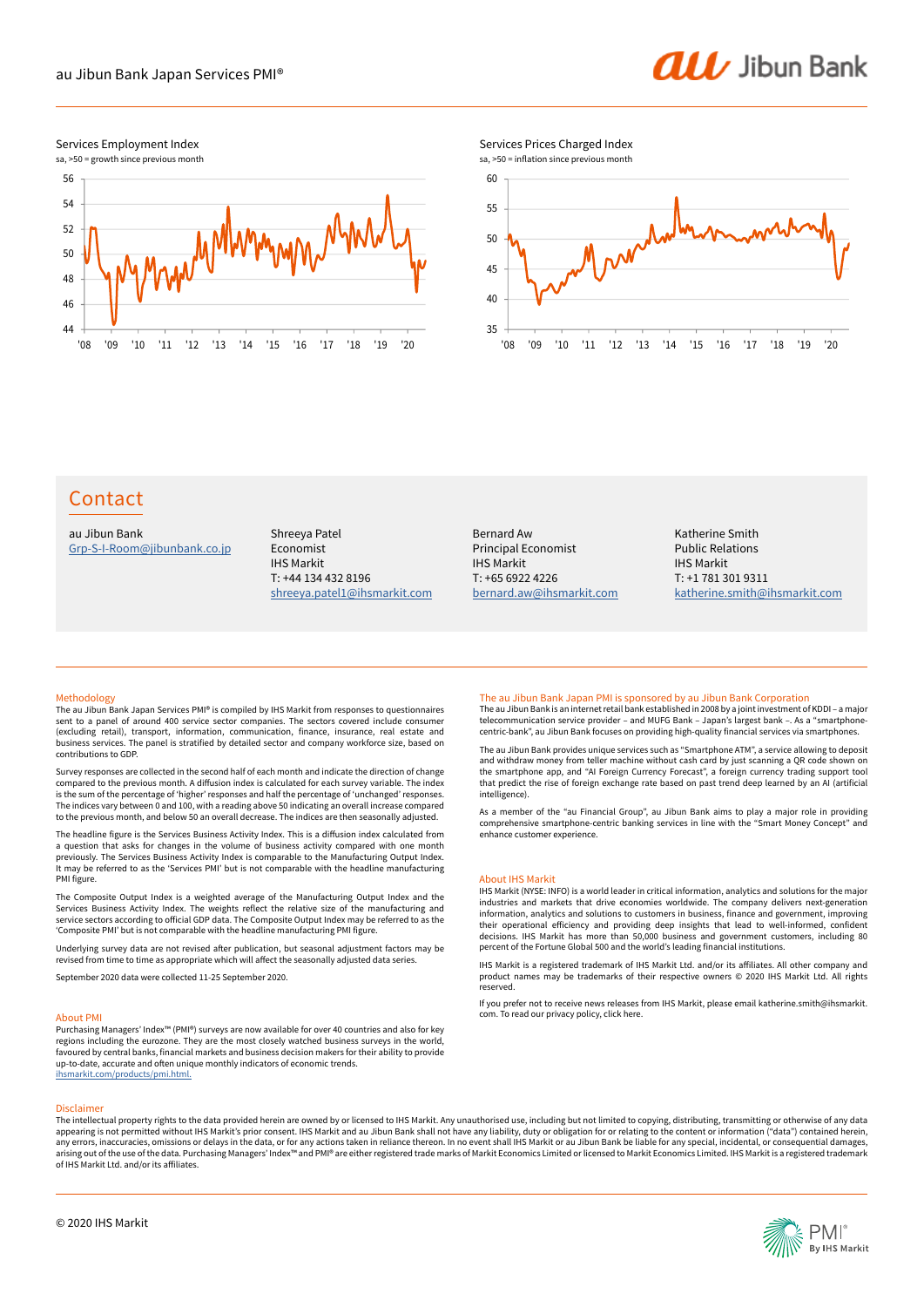## Services Employment Index

sa, >50 = growth since previous month

56
54
52
50
48
46
44

'08 '09 '10 '11 '12 '13 '14 '15 '16 '17 '18 '19 '20

## Services Prices Charged Index

sa, >50 = inflation since previous month

60
55
50
45
40
35

'08 '09 '10 '11 '12 '13 '14 '15 '16 '17 '18 '19 '20

## Contact

au Jibun Bank
Grp-S-I-Room@jibunbank.co.jp

Shreeya Patel
Economist
IHS Markit
T: +44 134 432 8196
shreeya.patel1@ihsmarkit.com

Bernard Aw
Principal Economist
IHS Markit
T: +65 6922 4226
bernard.aw@ihsmarkit.com

Katherine Smith
Public Relations
IHS Markit
T: +1 781 301 9311
katherine.smith@ihsmarkit.com

### Methodology

The au Jibun Bank Japan Services PMI® is compiled by IHS Markit from responses to questionnaires sent to a panel of around 400 service sector companies. The sectors covered include consumer (excluding retail), transport, information, communication, finance, insurance, real estate and business services. The panel is stratified by detailed sector and company workforce size, based on contributions to GDP.

Survey responses are collected in the second half of each month and indicate the direction of change compared to the previous month. A diffusion index is calculated for each survey variable. The index is the sum of the percentage of 'higher' responses and half the percentage of 'unchanged' responses. The indices vary between 0 and 100, with a reading above 50 indicating an overall increase compared to the previous month, and below 50 an overall decrease. The indices are then seasonally adjusted.

The headline figure is the Services Business Activity Index. This is a diffusion index calculated from a question that asks for changes in the volume of business activity compared with one month previously. The Services Business Activity Index is comparable to the Manufacturing Output Index. It may be referred to as the 'Services PMI' but is not comparable with the headline manufacturing PMI figure.

The Composite Output Index is a weighted average of the Manufacturing Output Index and the Services Business Activity Index. The weights reflect the relative size of the manufacturing and service sectors according to official GDP data. The Composite Output Index may be referred to as the 'Composite PMI' but is not comparable with the headline manufacturing PMI figure.

Underlying survey data are not revised after publication, but seasonal adjustment factors may be revised from time to time as appropriate which will affect the seasonally adjusted data series.

September 2020 data were collected 11-25 September 2020.

### About PMI

Purchasing Managers' Index™ (PMI®) surveys are now available for over 40 countries and also for key regions including the eurozone. They are the most closely watched business surveys in the world, favoured by central banks, financial markets and business decision makers for their ability to provide up-to-date, accurate and often unique monthly indicators of economic trends.
ihsmarkit.com/products/pmi.html.

### The au Jibun Bank Japan PMI is sponsored by au Jibun Bank Corporation

The au Jibun Bank is an internet retail bank established in 2008 by a joint investment of KDDI – a major telecommunication service provider – and MUFG Bank – Japan's largest bank –. As a "smartphone-centric-bank", au Jibun Bank focuses on providing high-quality financial services via smartphones.

The au Jibun Bank provides unique services such as "Smartphone ATM", a service allowing to deposit and withdraw money from teller machine without cash card by just scanning a QR code shown on the smartphone app, and "AI Foreign Currency Forecast", a foreign currency trading support tool that predict the rise of foreign exchange rate based on past trend deep learned by an AI (artificial intelligence).

As a member of the "au Financial Group", au Jibun Bank aims to play a major role in providing comprehensive smartphone-centric banking services in line with the "Smart Money Concept" and enhance customer experience.

### About IHS Markit

IHS Markit (NYSE: INFO) is a world leader in critical information, analytics and solutions for the major industries and markets that drive economies worldwide. The company delivers next-generation information, analytics and solutions to customers in business, finance and government, improving their operational efficiency and providing deep insights that lead to well-informed, confident decisions. IHS Markit has more than 50,000 business and government customers, including 80 percent of the Fortune Global 500 and the world's leading financial institutions.

IHS Markit is a registered trademark of IHS Markit Ltd. and/or its affiliates. All other company and product names may be trademarks of their respective owners © 2020 IHS Markit Ltd. All rights reserved.

If you prefer not to receive news releases from IHS Markit, please email katherine.smith@ihsmarkit.com. To read our privacy policy, click here.

### Disclaimer

The intellectual property rights to the data provided herein are owned by or licensed to IHS Markit. Any unauthorised use, including but not limited to copying, distributing, transmitting or otherwise of any data appearing is not permitted without IHS Markit's prior consent. IHS Markit and au Jibun Bank shall not have any liability, duty or obligation for or relating to the content or information ("data") contained herein, any errors, inaccuracies, omissions or delays in the data, or for any actions taken in reliance thereon. In no event shall IHS Markit or au Jibun Bank be liable for any special, incidental, or consequential damages, arising out of the use of the data. Purchasing Managers' Index™ and PMI® are either registered trade marks of Markit Economics Limited or licensed to Markit Economics Limited. IHS Markit is a registered trademark of IHS Markit Ltd. and/or its affiliates.

© 2020 IHS Markit